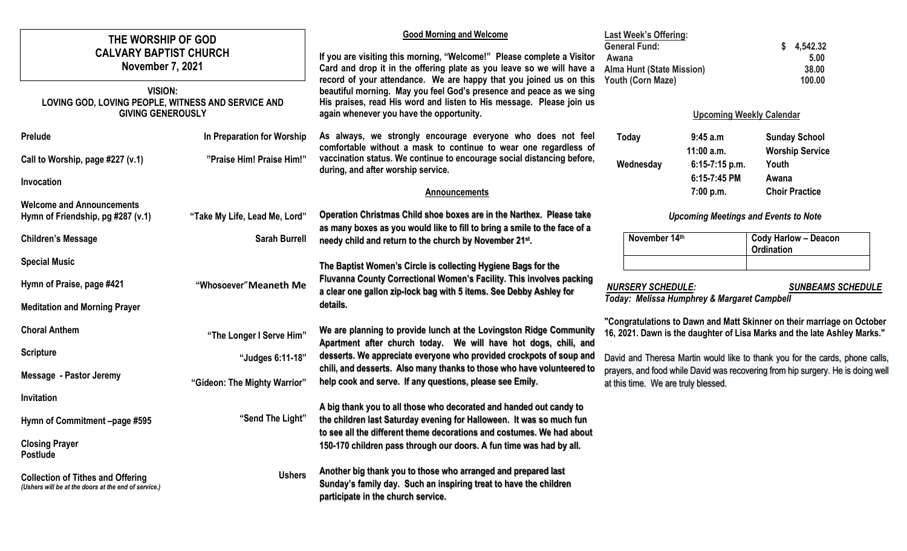# THE WORSHIP OF GOD
# CALVARY BAPTIST CHURCH
## November 7, 2021

**VISION:**
**LOVING GOD, LOVING PEOPLE, WITNESS AND SERVICE AND GIVING GENEROUSLY**

| | |
|---|---|
| **Prelude** | **In Preparation for Worship** |
| **Call to Worship, page #227 (v.1)** | **"Praise Him! Praise Him!"** |
| **Invocation** | |
| **Welcome and Announcements** | |
| **Hymn of Friendship, pg #287 (v.1)** | **"Take My Life, Lead Me, Lord"** |
| **Children's Message** | **Sarah Burrell** |
| **Special Music** | |
| **Hymn of Praise, page #421** | **"Whosoever" Meaneth Me** |
| **Meditation and Morning Prayer** | |
| **Choral Anthem** | **"The Longer I Serve Him"** |
| **Scripture** | **"Judges 6:11-18"** |
| **Message - Pastor Jeremy** | **"Gideon: The Mighty Warrior"** |
| **Invitation** | |
| **Hymn of Commitment –page #595** | **"Send The Light"** |
| **Closing Prayer** | |
| **Postlude** | |
| **Collection of Tithes and Offering** | **Ushers** |

*(Ushers will be at the doors at the end of service.)*

### Good Morning and Welcome

**If you are visiting this morning, "Welcome!" Please complete a Visitor Card and drop it in the offering plate as you leave so we will have a record of your attendance. We are happy that you joined us on this beautiful morning. May you feel God's presence and peace as we sing His praises, read His word and listen to His message. Please join us again whenever you have the opportunity.**

**As always, we strongly encourage everyone who does not feel comfortable without a mask to continue to wear one regardless of vaccination status. We continue to encourage social distancing before, during, and after worship service.**

### Announcements

**Operation Christmas Child shoe boxes are in the Narthex. Please take as many boxes as you would like to fill to bring a smile to the face of a needy child and return to the church by November 21st.**

**The Baptist Women's Circle is collecting Hygiene Bags for the Fluvanna County Correctional Women's Facility. This involves packing a clear one gallon zip-lock bag with 5 items. See Debby Ashley for details.**

**We are planning to provide lunch at the Lovingston Ridge Community Apartment after church today. We will have hot dogs, chili, and desserts. We appreciate everyone who provided crockpots of soup and chili, and desserts. Also many thanks to those who have volunteered to help cook and serve. If any questions, please see Emily.**

**A big thank you to all those who decorated and handed out candy to the children last Saturday evening for Halloween. It was so much fun to see all the different theme decorations and costumes. We had about 150-170 children pass through our doors. A fun time was had by all.**

**Another big thank you to those who arranged and prepared last Sunday's family day. Such an inspiring treat to have the children participate in the church service.**

**Last Week's Offering:**

| | |
|---|---|
| **General Fund:** | **$ 4,542.32** |
| **Awana** | **5.00** |
| **Alma Hunt (State Mission)** | **38.00** |
| **Youth (Corn Maze)** | **100.00** |

### Upcoming Weekly Calendar

| | | |
|---|---|---|
| **Today** | **9:45 a.m** | **Sunday School** |
| | **11:00 a.m.** | **Worship Service** |
| **Wednesday** | **6:15-7:15 p.m.** | **Youth** |
| | **6:15-7:45 PM** | **Awana** |
| | **7:00 p.m.** | **Choir Practice** |

***Upcoming Meetings and Events to Note***

| | |
|---|---|
| **November 14th** | **Cody Harlow – Deacon Ordination** |
| | |

***NURSERY SCHEDULE:*** ***SUNBEAMS SCHEDULE***

***Today: Melissa Humphrey & Margaret Campbell***

**"Congratulations to Dawn and Matt Skinner on their marriage on October 16, 2021. Dawn is the daughter of Lisa Marks and the late Ashley Marks."**

David and Theresa Martin would like to thank you for the cards, phone calls, prayers, and food while David was recovering from hip surgery. He is doing well at this time. We are truly blessed.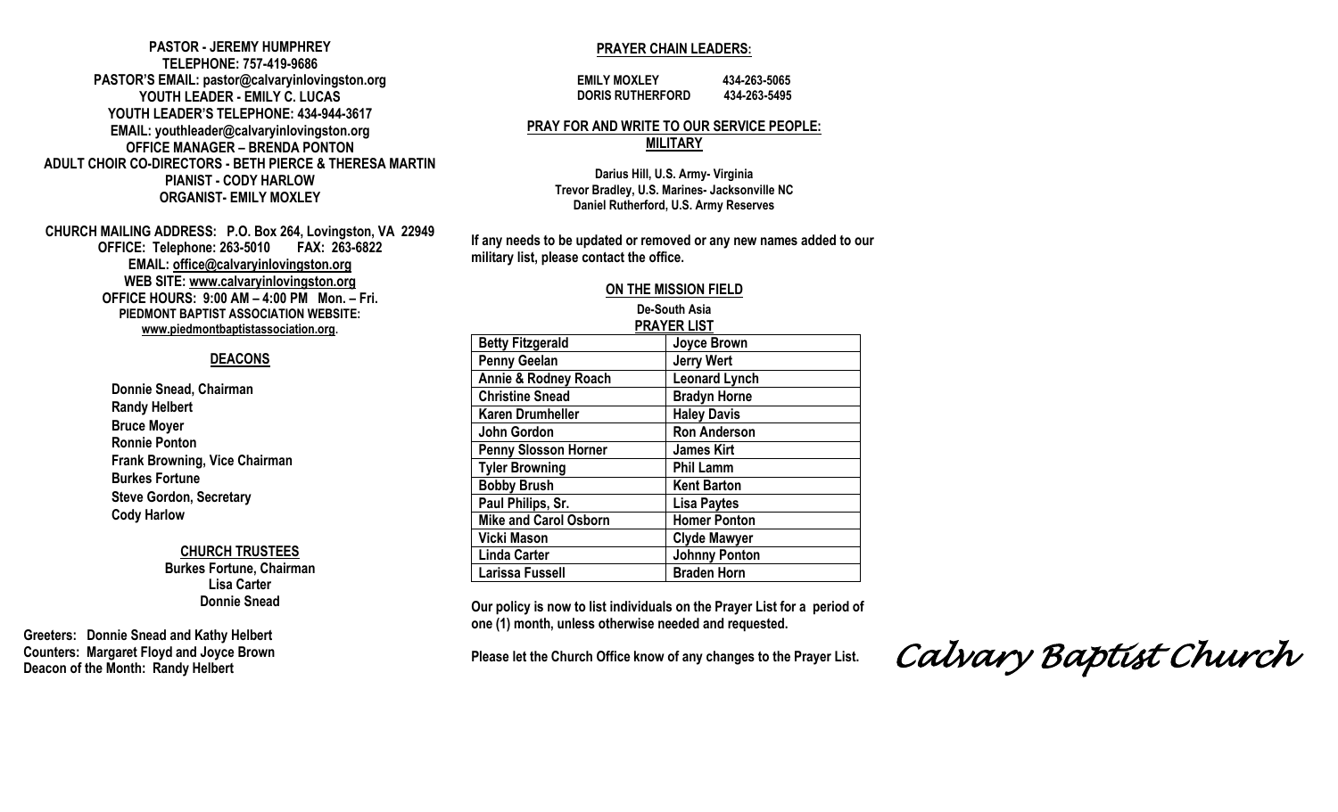**PASTOR - JEREMY HUMPHREY**
**TELEPHONE: 757-419-9686**
**PASTOR'S EMAIL: pastor@calvaryinlovingston.org**
**YOUTH LEADER - EMILY C. LUCAS**
**YOUTH LEADER'S TELEPHONE: 434-944-3617**
**EMAIL: youthleader@calvaryinlovingston.org**
**OFFICE MANAGER – BRENDA PONTON**
**ADULT CHOIR CO-DIRECTORS - BETH PIERCE & THERESA MARTIN**
**PIANIST - CODY HARLOW**
**ORGANIST- EMILY MOXLEY**

**CHURCH MAILING ADDRESS: P.O. Box 264, Lovingston, VA 22949**
**OFFICE: Telephone: 263-5010 FAX: 263-6822**
**EMAIL: office@calvaryinlovingston.org**
**WEB SITE: www.calvaryinlovingston.org**
**OFFICE HOURS: 9:00 AM – 4:00 PM Mon. – Fri.**
**PIEDMONT BAPTIST ASSOCIATION WEBSITE:**
**www.piedmontbaptistassociation.org.**

## DEACONS

- Donnie Snead, Chairman
- Randy Helbert
- Bruce Moyer
- Ronnie Ponton
- Frank Browning, Vice Chairman
- Burkes Fortune
- Steve Gordon, Secretary
- Cody Harlow

## CHURCH TRUSTEES

Burkes Fortune, Chairman
Lisa Carter
Donnie Snead

**Greeters: Donnie Snead and Kathy Helbert**
**Counters: Margaret Floyd and Joyce Brown**
**Deacon of the Month: Randy Helbert**

## PRAYER CHAIN LEADERS:

**EMILY MOXLEY 434-263-5065**
**DORIS RUTHERFORD 434-263-5495**

## PRAY FOR AND WRITE TO OUR SERVICE PEOPLE:

### MILITARY

Darius Hill, U.S. Army- Virginia
Trevor Bradley, U.S. Marines- Jacksonville NC
Daniel Rutherford, U.S. Army Reserves

**If any needs to be updated or removed or any new names added to our military list, please contact the office.**

## ON THE MISSION FIELD

De-South Asia

## PRAYER LIST

| | |
|---|---|
| Betty Fitzgerald | Joyce Brown |
| Penny Geelan | Jerry Wert |
| Annie & Rodney Roach | Leonard Lynch |
| Christine Snead | Bradyn Horne |
| Karen Drumheller | Haley Davis |
| John Gordon | Ron Anderson |
| Penny Slosson Horner | James Kirt |
| Tyler Browning | Phil Lamm |
| Bobby Brush | Kent Barton |
| Paul Philips, Sr. | Lisa Paytes |
| Mike and Carol Osborn | Homer Ponton |
| Vicki Mason | Clyde Mawyer |
| Linda Carter | Johnny Ponton |
| Larissa Fussell | Braden Horn |

**Our policy is now to list individuals on the Prayer List for a period of one (1) month, unless otherwise needed and requested.**

**Please let the Church Office know of any changes to the Prayer List.**

# *Calvary Baptist Church*